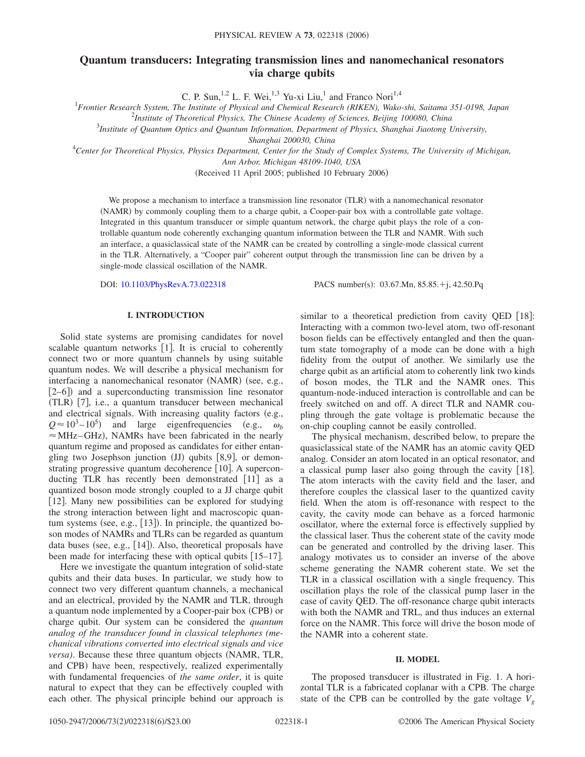# Quantum transducers: Integrating transmission lines and nanomechanical resonators via charge qubits

C. P. Sun,[1,2] L. F. Wei,[1,3] Yu-xi Liu,[1] and Franco Nori[1,4]

[1]*Frontier Research System, The Institute of Physical and Chemical Research (RIKEN), Wako-shi, Saitama 351-0198, Japan*
[2]*Institute of Theoretical Physics, The Chinese Academy of Sciences, Beijing 100080, China*
[3]*Institute of Quantum Optics and Quantum Information, Department of Physics, Shanghai Jiaotong University, Shanghai 200030, China*
[4]*Center for Theoretical Physics, Physics Department, Center for the Study of Complex Systems, The University of Michigan, Ann Arbor, Michigan 48109-1040, USA*

(Received 11 April 2005; published 10 February 2006)

We propose a mechanism to interface a transmission line resonator (TLR) with a nanomechanical resonator (NAMR) by commonly coupling them to a charge qubit, a Cooper-pair box with a controllable gate voltage. Integrated in this quantum transducer or simple quantum network, the charge qubit plays the role of a controllable quantum node coherently exchanging quantum information between the TLR and NAMR. With such an interface, a quasiclassical state of the NAMR can be created by controlling a single-mode classical current in the TLR. Alternatively, a "Cooper pair" coherent output through the transmission line can be driven by a single-mode classical oscillation of the NAMR.

DOI: 10.1103/PhysRevA.73.022318 PACS number(s): 03.67.Mn, 85.85.+j, 42.50.Pq

## I. INTRODUCTION

Solid state systems are promising candidates for novel scalable quantum networks [1]. It is crucial to coherently connect two or more quantum channels by using suitable quantum nodes. We will describe a physical mechanism for interfacing a nanomechanical resonator (NAMR) (see, e.g., [2–6]) and a superconducting transmission line resonator (TLR) [7], i.e., a quantum transducer between mechanical and electrical signals. With increasing quality factors (e.g., $Q \approx 10^3 - 10^5$) and large eigenfrequencies (e.g., $\omega_b \approx \text{MHz–GHz}$), NAMRs have been fabricated in the nearly quantum regime and proposed as candidates for either entangling two Josephson junction (JJ) qubits [8,9], or demonstrating progressive quantum decoherence [10]. A superconducting TLR has recently been demonstrated [11] as a quantized boson mode strongly coupled to a JJ charge qubit [12]. Many new possibilities can be explored for studying the strong interaction between light and macroscopic quantum systems (see, e.g., [13]). In principle, the quantized boson modes of NAMRs and TLRs can be regarded as quantum data buses (see, e.g., [14]). Also, theoretical proposals have been made for interfacing these with optical qubits [15–17].

Here we investigate the quantum integration of solid-state qubits and their data buses. In particular, we study how to connect two very different quantum channels, a mechanical and an electrical, provided by the NAMR and TLR, through a quantum node implemented by a Cooper-pair box (CPB) or charge qubit. Our system can be considered the *quantum analog of the transducer found in classical telephones (mechanical vibrations converted into electrical signals and vice versa)*. Because these three quantum objects (NAMR, TLR, and CPB) have been, respectively, realized experimentally with fundamental frequencies of *the same order*, it is quite natural to expect that they can be effectively coupled with each other. The physical principle behind our approach is similar to a theoretical prediction from cavity QED [18]: Interacting with a common two-level atom, two off-resonant boson fields can be effectively entangled and then the quantum state tomography of a mode can be done with a high fidelity from the output of another. We similarly use the charge qubit as an artificial atom to coherently link two kinds of boson modes, the TLR and the NAMR ones. This quantum-node-induced interaction is controllable and can be freely switched on and off. A direct TLR and NAMR coupling through the gate voltage is problematic because the on-chip coupling cannot be easily controlled.

The physical mechanism, described below, to prepare the quasiclassical state of the NAMR has an atomic cavity QED analog. Consider an atom located in an optical resonator, and a classical pump laser also going through the cavity [18]. The atom interacts with the cavity field and the laser, and therefore couples the classical laser to the quantized cavity field. When the atom is off-resonance with respect to the cavity, the cavity mode can behave as a forced harmonic oscillator, where the external force is effectively supplied by the classical laser. Thus the coherent state of the cavity mode can be generated and controlled by the driving laser. This analogy motivates us to consider an inverse of the above scheme generating the NAMR coherent state. We set the TLR in a classical oscillation with a single frequency. This oscillation plays the role of the classical pump laser in the case of cavity QED. The off-resonance charge qubit interacts with both the NAMR and TRL, and thus induces an external force on the NAMR. This force will drive the boson mode of the NAMR into a coherent state.

## II. MODEL

The proposed transducer is illustrated in Fig. 1. A horizontal TLR is a fabricated coplanar with a CPB. The charge state of the CPB can be controlled by the gate voltage $V_g$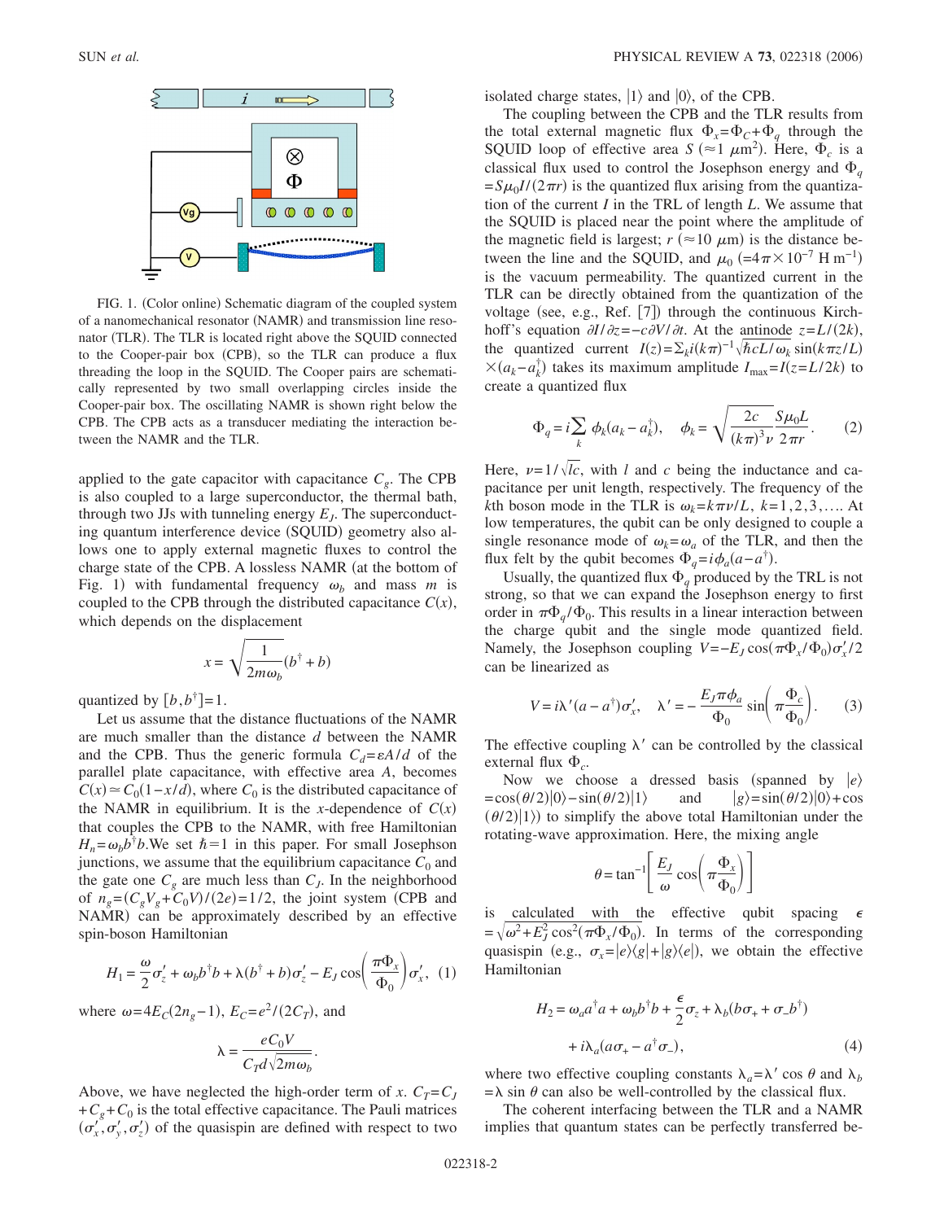FIG. 1. (Color online) Schematic diagram of the coupled system of a nanomechanical resonator (NAMR) and transmission line resonator (TLR). The TLR is located right above the SQUID connected to the Cooper-pair box (CPB), so the TLR can produce a flux threading the loop in the SQUID. The Cooper pairs are schematically represented by two small overlapping circles inside the Cooper-pair box. The oscillating NAMR is shown right below the CPB. The CPB acts as a transducer mediating the interaction between the NAMR and the TLR.

applied to the gate capacitor with capacitance $C_g$. The CPB is also coupled to a large superconductor, the thermal bath, through two JJs with tunneling energy $E_J$. The superconducting quantum interference device (SQUID) geometry also allows one to apply external magnetic fluxes to control the charge state of the CPB. A lossless NAMR (at the bottom of Fig. 1) with fundamental frequency $\omega_b$ and mass $m$ is coupled to the CPB through the distributed capacitance $C(x)$, which depends on the displacement

$$x=\sqrt{\frac{1}{2m\omega_b}}(b^\dagger+b)$$

quantized by $[b,b^\dagger]=1$.

Let us assume that the distance fluctuations of the NAMR are much smaller than the distance $d$ between the NAMR and the CPB. Thus the generic formula $C_d=\varepsilon A/d$ of the parallel plate capacitance, with effective area $A$, becomes $C(x)\simeq C_0(1-x/d)$, where $C_0$ is the distributed capacitance of the NAMR in equilibrium. It is the $x$-dependence of $C(x)$ that couples the CPB to the NAMR, with free Hamiltonian $H_n=\omega_b b^\dagger b$. We set $\hbar=1$ in this paper. For small Josephson junctions, we assume that the equilibrium capacitance $C_0$ and the gate one $C_g$ are much less than $C_J$. In the neighborhood of $n_g=(C_gV_g+C_0V)/(2e)=1/2$, the joint system (CPB and NAMR) can be approximately described by an effective spin-boson Hamiltonian

$$H_1=\frac{\omega}{2}\sigma_z'+\omega_b b^\dagger b+\lambda(b^\dagger+b)\sigma_z'-E_J\cos\left(\frac{\pi\Phi_x}{\Phi_0}\right)\sigma_x', \quad (1)$$

where $\omega=4E_C(2n_g-1)$, $E_C=e^2/(2C_T)$, and

$$\lambda=\frac{eC_0V}{C_Td\sqrt{2m\omega_b}}.$$

Above, we have neglected the high-order term of $x$. $C_T=C_J+C_g+C_0$ is the total effective capacitance. The Pauli matrices $(\sigma_x',\sigma_y',\sigma_z')$ of the quasispin are defined with respect to two isolated charge states, $|1\rangle$ and $|0\rangle$, of the CPB.

The coupling between the CPB and the TLR results from the total external magnetic flux $\Phi_x=\Phi_C+\Phi_q$ through the SQUID loop of effective area $S$ ($\approx 1\ \mu\text{m}^2$). Here, $\Phi_c$ is a classical flux used to control the Josephson energy and $\Phi_q=S\mu_0 I/(2\pi r)$ is the quantized flux arising from the quantization of the current $I$ in the TRL of length $L$. We assume that the SQUID is placed near the point where the amplitude of the magnetic field is largest; $r$ ($\approx 10\ \mu$m) is the distance between the line and the SQUID, and $\mu_0$ ($=4\pi\times10^{-7}$ H m$^{-1}$) is the vacuum permeability. The quantized current in the TLR can be directly obtained from the quantization of the voltage (see, e.g., Ref. [7]) through the continuous Kirchhoff's equation $\partial I/\partial z=-c\partial V/\partial t$. At the antinode $z=L/(2k)$, the quantized current $I(z)=\Sigma_k i(k\pi)^{-1}\sqrt{\hbar cL/\omega_k}\sin(k\pi z/L)\times(a_k-a_k^\dagger)$ takes its maximum amplitude $I_{\max}=I(z=L/2k)$ to create a quantized flux

$$\Phi_q=i\sum_k\phi_k(a_k-a_k^\dagger), \quad \phi_k=\sqrt{\frac{2c}{(k\pi)^3\nu}}\frac{S\mu_0L}{2\pi r}. \quad (2)$$

Here, $\nu=1/\sqrt{lc}$, with $l$ and $c$ being the inductance and capacitance per unit length, respectively. The frequency of the $k$th boson mode in the TLR is $\omega_k=k\pi\nu/L$, $k=1,2,3,\ldots$. At low temperatures, the qubit can be only designed to couple a single resonance mode of $\omega_k=\omega_a$ of the TLR, and then the flux felt by the qubit becomes $\Phi_q=i\phi_a(a-a^\dagger)$.

Usually, the quantized flux $\Phi_q$ produced by the TRL is not strong, so that we can expand the Josephson energy to first order in $\pi\Phi_q/\Phi_0$. This results in a linear interaction between the charge qubit and the single mode quantized field. Namely, the Josephson coupling $V=-E_J\cos(\pi\Phi_x/\Phi_0)\sigma_x'/2$ can be linearized as

$$V=i\lambda'(a-a^\dagger)\sigma_x', \quad \lambda'=-\frac{E_J\pi\phi_a}{\Phi_0}\sin\left(\pi\frac{\Phi_c}{\Phi_0}\right). \quad (3)$$

The effective coupling $\lambda'$ can be controlled by the classical external flux $\Phi_c$.

Now we choose a dressed basis (spanned by $|e\rangle=\cos(\theta/2)|0\rangle-\sin(\theta/2)|1\rangle$ and $|g\rangle=\sin(\theta/2)|0\rangle+\cos(\theta/2)|1\rangle$) to simplify the above total Hamiltonian under the rotating-wave approximation. Here, the mixing angle

$$\theta=\tan^{-1}\left[\frac{E_J}{\omega}\cos\left(\pi\frac{\Phi_x}{\Phi_0}\right)\right]$$

is calculated with the effective qubit spacing $\epsilon=\sqrt{\omega^2+E_J^2\cos^2(\pi\Phi_x/\Phi_0)}$. In terms of the corresponding quasispin (e.g., $\sigma_x=|e\rangle\langle g|+|g\rangle\langle e|$), we obtain the effective Hamiltonian

$$\begin{aligned}H_2=&\ \omega_a a^\dagger a+\omega_b b^\dagger b+\frac{\epsilon}{2}\sigma_z+\lambda_b(b\sigma_++\sigma_-b^\dagger)\\&+i\lambda_a(a\sigma_+-a^\dagger\sigma_-),\end{aligned} \quad (4)$$

where two effective coupling constants $\lambda_a=\lambda'\cos\theta$ and $\lambda_b=\lambda\sin\theta$ can also be well-controlled by the classical flux.

The coherent interfacing between the TLR and a NAMR implies that quantum states can be perfectly transferred be-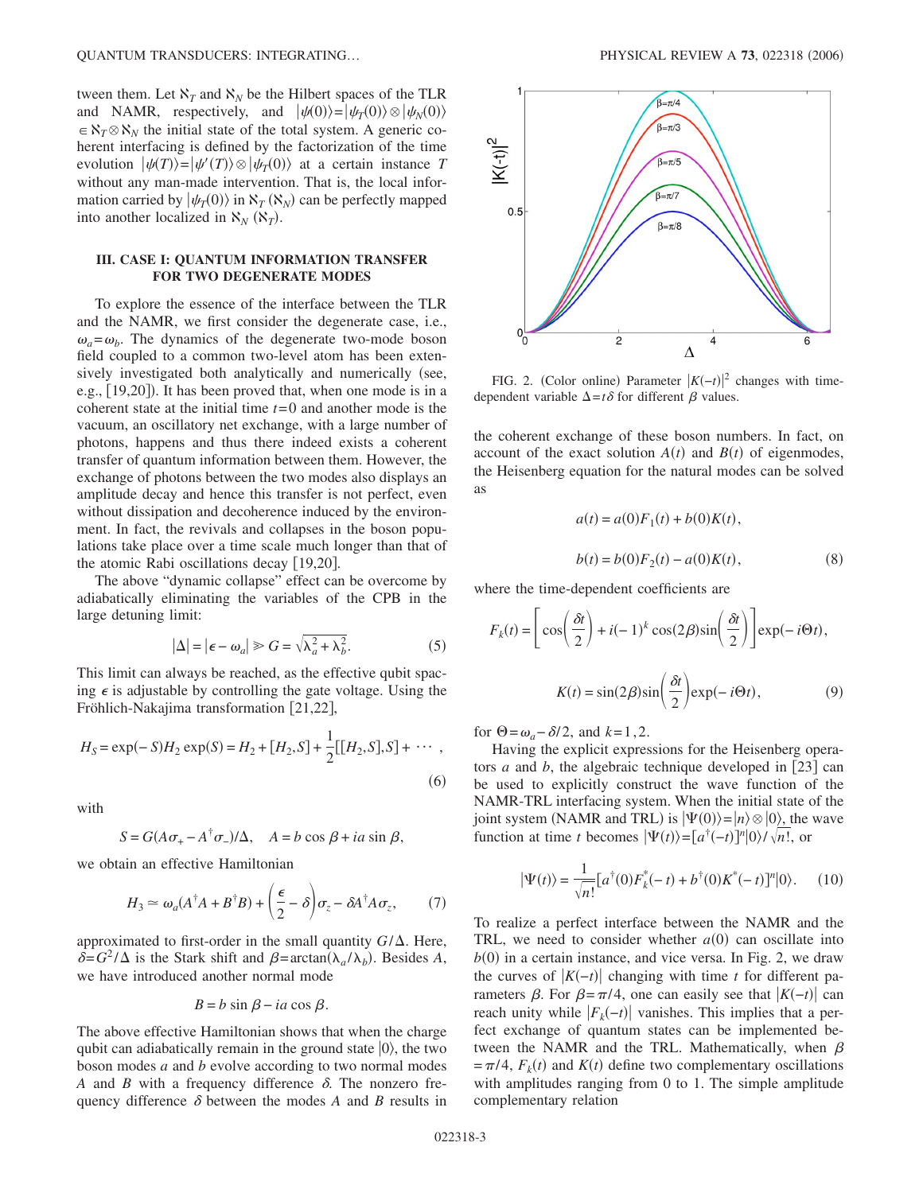tween them. Let $\aleph_T$ and $\aleph_N$ be the Hilbert spaces of the TLR and NAMR, respectively, and $|\psi(0)\rangle = |\psi_T(0)\rangle \otimes |\psi_N(0)\rangle \in \aleph_T \otimes \aleph_N$ the initial state of the total system. A generic coherent interfacing is defined by the factorization of the time evolution $|\psi(T)\rangle = |\psi'(T)\rangle \otimes |\psi_T(0)\rangle$ at a certain instance $T$ without any man-made intervention. That is, the local information carried by $|\psi_T(0)\rangle$ in $\aleph_T$ ($\aleph_N$) can be perfectly mapped into another localized in $\aleph_N$ ($\aleph_T$).

## III. CASE I: QUANTUM INFORMATION TRANSFER FOR TWO DEGENERATE MODES

To explore the essence of the interface between the TLR and the NAMR, we first consider the degenerate case, i.e., $\omega_a = \omega_b$. The dynamics of the degenerate two-mode boson field coupled to a common two-level atom has been extensively investigated both analytically and numerically (see, e.g., [19,20]). It has been proved that, when one mode is in a coherent state at the initial time $t=0$ and another mode is the vacuum, an oscillatory net exchange, with a large number of photons, happens and thus there indeed exists a coherent transfer of quantum information between them. However, the exchange of photons between the two modes also displays an amplitude decay and hence this transfer is not perfect, even without dissipation and decoherence induced by the environment. In fact, the revivals and collapses in the boson populations take place over a time scale much longer than that of the atomic Rabi oscillations decay [19,20].

The above "dynamic collapse" effect can be overcome by adiabatically eliminating the variables of the CPB in the large detuning limit:

$$|\Delta| = |\epsilon - \omega_a| \gg G = \sqrt{\lambda_a^2 + \lambda_b^2}. \tag{5}$$

This limit can always be reached, as the effective qubit spacing $\epsilon$ is adjustable by controlling the gate voltage. Using the Fröhlich-Nakajima transformation [21,22],

$$H_S = \exp(-S)H_2 \exp(S) = H_2 + [H_2,S] + \frac{1}{2}[[H_2,S],S] + \cdots, \tag{6}$$

with

$$S = G(A\sigma_+ - A^\dagger \sigma_-)/\Delta, \quad A = b\cos\beta + ia\sin\beta,$$

we obtain an effective Hamiltonian

$$H_3 \simeq \omega_a(A^\dagger A + B^\dagger B) + \left(\frac{\epsilon}{2} - \delta\right)\sigma_z - \delta A^\dagger A \sigma_z, \tag{7}$$

approximated to first-order in the small quantity $G/\Delta$. Here, $\delta = G^2/\Delta$ is the Stark shift and $\beta = \arctan(\lambda_a/\lambda_b)$. Besides $A$, we have introduced another normal mode

$$B = b\sin\beta - ia\cos\beta.$$

The above effective Hamiltonian shows that when the charge qubit can adiabatically remain in the ground state $|0\rangle$, the two boson modes $a$ and $b$ evolve according to two normal modes $A$ and $B$ with a frequency difference $\delta$. The nonzero frequency difference $\delta$ between the modes $A$ and $B$ results in the coherent exchange of these boson numbers. In fact, on account of the exact solution $A(t)$ and $B(t)$ of eigenmodes, the Heisenberg equation for the natural modes can be solved as

$$a(t) = a(0)F_1(t) + b(0)K(t),$$

$$b(t) = b(0)F_2(t) - a(0)K(t), \tag{8}$$

where the time-dependent coefficients are

$$F_k(t) = \left[\cos\left(\frac{\delta t}{2}\right) + i(-1)^k \cos(2\beta)\sin\left(\frac{\delta t}{2}\right)\right]\exp(-i\Theta t),$$

$$K(t) = \sin(2\beta)\sin\left(\frac{\delta t}{2}\right)\exp(-i\Theta t), \tag{9}$$

for $\Theta = \omega_a - \delta/2$, and $k=1,2$.

Having the explicit expressions for the Heisenberg operators $a$ and $b$, the algebraic technique developed in [23] can be used to explicitly construct the wave function of the NAMR-TRL interfacing system. When the initial state of the joint system (NAMR and TRL) is $|\Psi(0)\rangle = |n\rangle \otimes |0\rangle$, the wave function at time $t$ becomes $|\Psi(t)\rangle = [a^\dagger(-t)]^n|0\rangle/\sqrt{n!}$, or

$$|\Psi(t)\rangle = \frac{1}{\sqrt{n!}}[a^\dagger(0)F_k^*(-t) + b^\dagger(0)K^*(-t)]^n|0\rangle. \tag{10}$$

To realize a perfect interface between the NAMR and the TRL, we need to consider whether $a(0)$ can oscillate into $b(0)$ in a certain instance, and vice versa. In Fig. 2, we draw the curves of $|K(-t)|$ changing with time $t$ for different parameters $\beta$. For $\beta = \pi/4$, one can easily see that $|K(-t)|$ can reach unity while $|F_k(-t)|$ vanishes. This implies that a perfect exchange of quantum states can be implemented between the NAMR and the TRL. Mathematically, when $\beta = \pi/4$, $F_k(t)$ and $K(t)$ define two complementary oscillations with amplitudes ranging from 0 to 1. The simple amplitude complementary relation

FIG. 2. (Color online) Parameter $|K(-t)|^2$ changes with time-dependent variable $\Delta = t\delta$ for different $\beta$ values.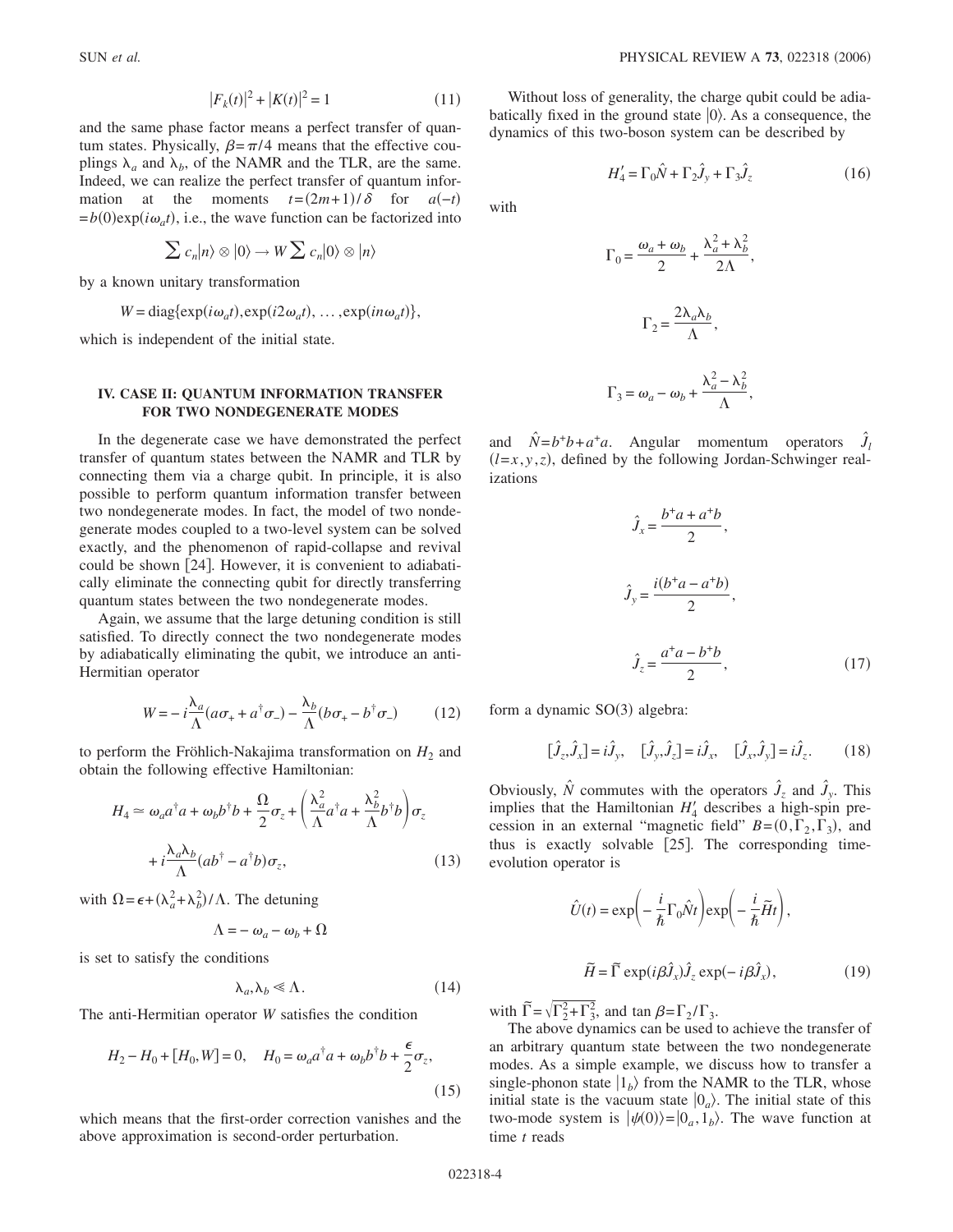$$|F_k(t)|^2 + |K(t)|^2 = 1 \tag{11}$$

and the same phase factor means a perfect transfer of quantum states. Physically, $\beta = \pi/4$ means that the effective couplings $\lambda_a$ and $\lambda_b$, of the NAMR and the TLR, are the same. Indeed, we can realize the perfect transfer of quantum information at the moments $t = (2m+1)/\delta$ for $a(-t) = b(0)\exp(i\omega_a t)$, i.e., the wave function can be factorized into

$$\sum c_n |n\rangle \otimes |0\rangle \to W \sum c_n |0\rangle \otimes |n\rangle$$

by a known unitary transformation

$$W = \mathrm{diag}\{\exp(i\omega_a t), \exp(i2\omega_a t), \ldots, \exp(in\omega_a t)\},$$

which is independent of the initial state.

## IV. CASE II: QUANTUM INFORMATION TRANSFER FOR TWO NONDEGENERATE MODES

In the degenerate case we have demonstrated the perfect transfer of quantum states between the NAMR and TLR by connecting them via a charge qubit. In principle, it is also possible to perform quantum information transfer between two nondegenerate modes. In fact, the model of two nondegenerate modes coupled to a two-level system can be solved exactly, and the phenomenon of rapid-collapse and revival could be shown [24]. However, it is convenient to adiabatically eliminate the connecting qubit for directly transferring quantum states between the two nondegenerate modes.

Again, we assume that the large detuning condition is still satisfied. To directly connect the two nondegenerate modes by adiabatically eliminating the qubit, we introduce an anti-Hermitian operator

$$W = -i\frac{\lambda_a}{\Lambda}(a\sigma_+ + a^\dagger \sigma_-) - \frac{\lambda_b}{\Lambda}(b\sigma_+ - b^\dagger \sigma_-) \tag{12}$$

to perform the Fröhlich-Nakajima transformation on $H_2$ and obtain the following effective Hamiltonian:

$$H_4 \simeq \omega_a a^\dagger a + \omega_b b^\dagger b + \frac{\Omega}{2}\sigma_z + \left(\frac{\lambda_a^2}{\Lambda}a^\dagger a + \frac{\lambda_b^2}{\Lambda}b^\dagger b\right)\sigma_z + i\frac{\lambda_a \lambda_b}{\Lambda}(ab^\dagger - a^\dagger b)\sigma_z, \tag{13}$$

with $\Omega = \epsilon + (\lambda_a^2 + \lambda_b^2)/\Lambda$. The detuning

$$\Lambda = -\omega_a - \omega_b + \Omega$$

is set to satisfy the conditions

$$\lambda_a, \lambda_b \ll \Lambda. \tag{14}$$

The anti-Hermitian operator $W$ satisfies the condition

$$H_2 - H_0 + [H_0, W] = 0, \quad H_0 = \omega_a a^\dagger a + \omega_b b^\dagger b + \frac{\epsilon}{2}\sigma_z, \tag{15}$$

which means that the first-order correction vanishes and the above approximation is second-order perturbation.

Without loss of generality, the charge qubit could be adiabatically fixed in the ground state $|0\rangle$. As a consequence, the dynamics of this two-boson system can be described by

$$H_4' = \Gamma_0 \hat{N} + \Gamma_2 \hat{J}_y + \Gamma_3 \hat{J}_z \tag{16}$$

with

$$\Gamma_0 = \frac{\omega_a + \omega_b}{2} + \frac{\lambda_a^2 + \lambda_b^2}{2\Lambda},$$

$$\Gamma_2 = \frac{2\lambda_a \lambda_b}{\Lambda},$$

$$\Gamma_3 = \omega_a - \omega_b + \frac{\lambda_a^2 - \lambda_b^2}{\Lambda},$$

and $\hat{N} = b^+ b + a^+ a$. Angular momentum operators $\hat{J}_l$ $(l = x, y, z)$, defined by the following Jordan-Schwinger realizations

$$\hat{J}_x = \frac{b^+ a + a^+ b}{2},$$

$$\hat{J}_y = \frac{i(b^+ a - a^+ b)}{2},$$

$$\hat{J}_z = \frac{a^+ a - b^+ b}{2}, \tag{17}$$

form a dynamic SO(3) algebra:

$$[\hat{J}_z, \hat{J}_x] = i\hat{J}_y, \quad [\hat{J}_y, \hat{J}_z] = i\hat{J}_x, \quad [\hat{J}_x, \hat{J}_y] = i\hat{J}_z. \tag{18}$$

Obviously, $\hat{N}$ commutes with the operators $\hat{J}_z$ and $\hat{J}_y$. This implies that the Hamiltonian $H_4'$ describes a high-spin precession in an external "magnetic field" $B = (0, \Gamma_2, \Gamma_3)$, and thus is exactly solvable [25]. The corresponding time-evolution operator is

$$\hat{U}(t) = \exp\left(-\frac{i}{\hbar}\Gamma_0 \hat{N} t\right)\exp\left(-\frac{i}{\hbar}\tilde{H}t\right),$$

$$\tilde{H} = \tilde{\Gamma}\exp(i\beta \hat{J}_x)\hat{J}_z \exp(-i\beta \hat{J}_x), \tag{19}$$

with $\tilde{\Gamma} = \sqrt{\Gamma_2^2 + \Gamma_3^2}$, and $\tan \beta = \Gamma_2/\Gamma_3$.

The above dynamics can be used to achieve the transfer of an arbitrary quantum state between the two nondegenerate modes. As a simple example, we discuss how to transfer a single-phonon state $|1_b\rangle$ from the NAMR to the TLR, whose initial state is the vacuum state $|0_a\rangle$. The initial state of this two-mode system is $|\psi(0)\rangle = |0_a, 1_b\rangle$. The wave function at time $t$ reads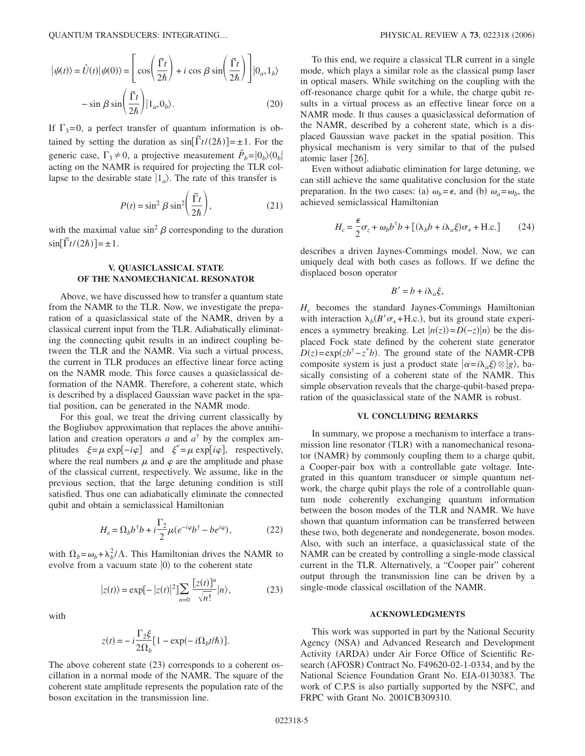$$|\psi(t)\rangle = \hat{U}(t)|\psi(0)\rangle = \left[\cos\left(\frac{\widetilde{\Gamma}t}{2\hbar}\right) + i\cos\beta\sin\left(\frac{\widetilde{\Gamma}t}{2\hbar}\right)\right]|0_a,1_b\rangle$$
$$- \sin\beta\sin\left(\frac{\widetilde{\Gamma}t}{2\hbar}\right)|1_a,0_b\rangle. \tag{20}$$

If $\Gamma_3=0$, a perfect transfer of quantum information is obtained by setting the duration as $\sin[\widetilde{\Gamma}t/(2\hbar)]=\pm 1$. For the generic case, $\Gamma_3 \neq 0$, a projective measurement $\hat{P}_b=|0_b\rangle\langle 0_b|$ acting on the NAMR is required for projecting the TLR collapse to the desirable state $|1_a\rangle$. The rate of this transfer is

$$P(t) = \sin^2\beta\sin^2\left(\frac{\widetilde{\Gamma}t}{2\hbar}\right), \tag{21}$$

with the maximal value $\sin^2\beta$ corresponding to the duration $\sin[\widetilde{\Gamma}t/(2\hbar)]=\pm 1$.

## V. QUASICLASSICAL STATE OF THE NANOMECHANICAL RESONATOR

Above, we have discussed how to transfer a quantum state from the NAMR to the TLR. Now, we investigate the preparation of a quasiclassical state of the NAMR, driven by a classical current input from the TLR. Adiabatically eliminating the connecting qubit results in an indirect coupling between the TLR and the NAMR. Via such a virtual process, the current in TLR produces an effective linear force acting on the NAMR mode. This force causes a quasiclassical deformation of the NAMR. Therefore, a coherent state, which is described by a displaced Gaussian wave packet in the spatial position, can be generated in the NAMR mode.

For this goal, we treat the driving current classically by the Bogliubov approximation that replaces the above annihilation and creation operators $a$ and $a^\dagger$ by the complex amplitudes $\xi=\mu\exp[-i\varphi]$ and $\xi^*=\mu\exp[i\varphi]$, respectively, where the real numbers $\mu$ and $\varphi$ are the amplitude and phase of the classical current, respectively. We assume, like in the previous section, that the large detuning condition is still satisfied. Thus one can adiabatically eliminate the connected qubit and obtain a semiclassical Hamiltonian

$$H_e = \Omega_b b^\dagger b + i\frac{\Gamma_2}{2}\mu(e^{-i\varphi}b^\dagger - be^{i\varphi}), \tag{22}$$

with $\Omega_b=\omega_b+\lambda_b^2/\Lambda$. This Hamiltonian drives the NAMR to evolve from a vacuum state $|0\rangle$ to the coherent state

$$|z(t)\rangle = \exp[-|z(t)|^2]\sum_{n=0}\frac{[z(t)]^n}{\sqrt{n!}}|n\rangle, \tag{23}$$

with

$$z(t) = -i\frac{\Gamma_2\xi}{2\Omega_b}[1-\exp(-i\Omega_b t/\hbar)].$$

The above coherent state (23) corresponds to a coherent oscillation in a normal mode of the NAMR. The square of the coherent state amplitude represents the population rate of the boson excitation in the transmission line.

To this end, we require a classical TLR current in a single mode, which plays a similar role as the classical pump laser in optical masers. While switching on the coupling with the off-resonance charge qubit for a while, the charge qubit results in a virtual process as an effective linear force on a NAMR mode. It thus causes a quasiclassical deformation of the NAMR, described by a coherent state, which is a displaced Gaussian wave packet in the spatial position. This physical mechanism is very similar to that of the pulsed atomic laser [26].

Even without adiabatic elimination for large detuning, we can still achieve the same qualitative conclusion for the state preparation. In the two cases: (a) $\omega_b=\epsilon$, and (b) $\omega_a=\omega_b$, the achieved semiclassical Hamiltonian

$$H_c = \frac{\epsilon}{2}\sigma_z + \omega_b b^\dagger b + [(\lambda_b b + i\lambda_a\xi)\sigma_+ + \text{H.c.}] \tag{24}$$

describes a driven Jaynes-Commings model. Now, we can uniquely deal with both cases as follows. If we define the displaced boson operator

$$B' = b + i\lambda_a\xi,$$

$H_c$ becomes the standard Jaynes-Commings Hamiltonian with interaction $\lambda_b(B'\sigma_+ + \text{H.c.})$, but its ground state experiences a symmetry breaking. Let $|n(z)\rangle = D(-z)|n\rangle$ be the displaced Fock state defined by the coherent state generator $D(z)=\exp(zb^\dagger - z^* b)$. The ground state of the NAMR-CPB composite system is just a product state $|\alpha=i\lambda_a\xi\rangle\otimes|g\rangle$, basically consisting of a coherent state of the NAMR. This simple observation reveals that the charge-qubit-based preparation of the quasiclassical state of the NAMR is robust.

## VI. CONCLUDING REMARKS

In summary, we propose a mechanism to interface a transmission line resonator (TLR) with a nanomechanical resonator (NAMR) by commonly coupling them to a charge qubit, a Cooper-pair box with a controllable gate voltage. Integrated in this quantum transducer or simple quantum network, the charge qubit plays the role of a controllable quantum node coherently exchanging quantum information between the boson modes of the TLR and NAMR. We have shown that quantum information can be transferred between these two, both degenerate and nondegenerate, boson modes. Also, with such an interface, a quasiclassical state of the NAMR can be created by controlling a single-mode classical current in the TLR. Alternatively, a "Cooper pair" coherent output through the transmission line can be driven by a single-mode classical oscillation of the NAMR.

## ACKNOWLEDGMENTS

This work was supported in part by the National Security Agency (NSA) and Advanced Research and Development Activity (ARDA) under Air Force Office of Scientific Research (AFOSR) Contract No. F49620-02-1-0334, and by the National Science Foundation Grant No. EIA-0130383. The work of C.P.S is also partially supported by the NSFC, and FRPC with Grant No. 2001CB309310.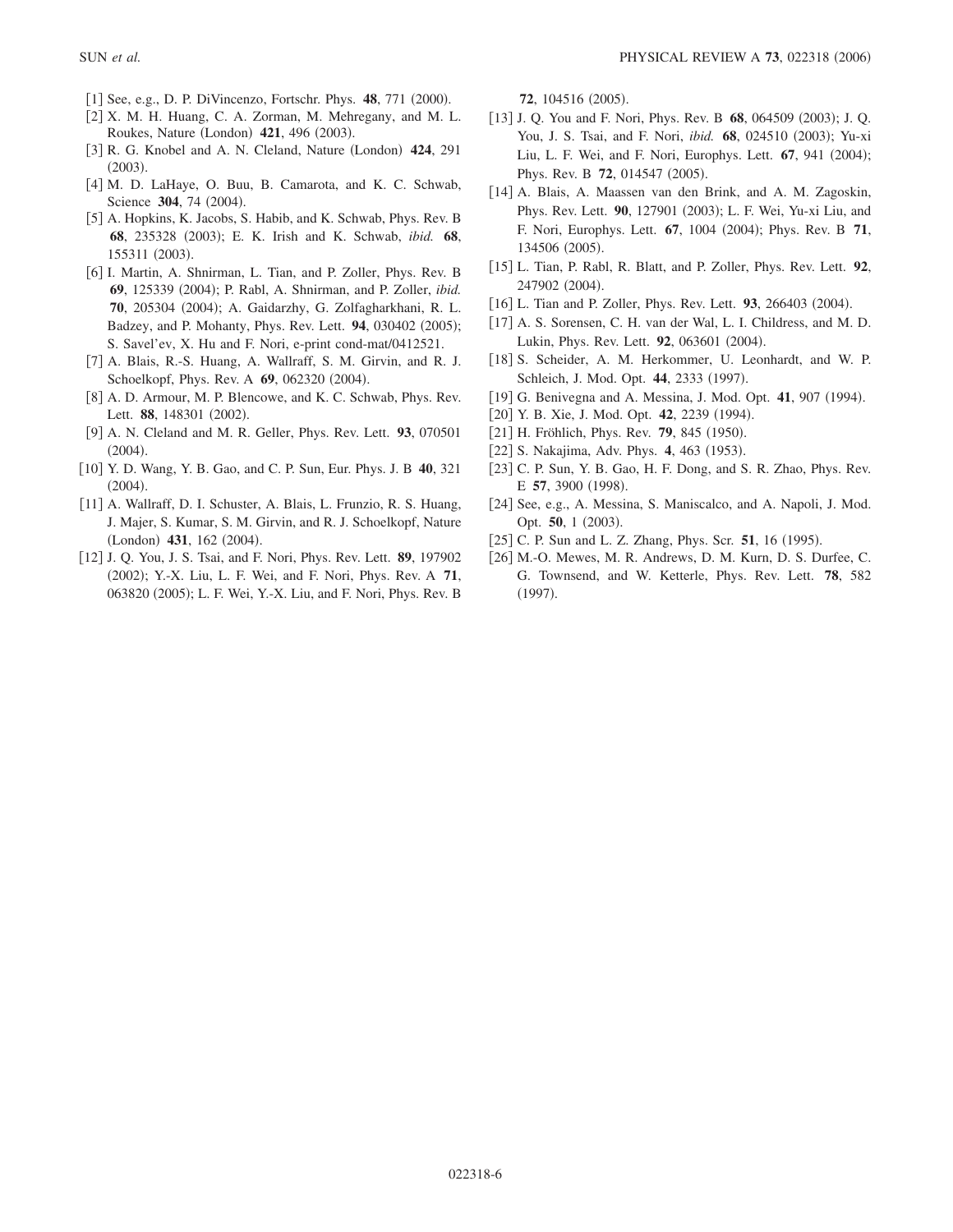[1] See, e.g., D. P. DiVincenzo, Fortschr. Phys. **48**, 771 (2000).

[2] X. M. H. Huang, C. A. Zorman, M. Mehregany, and M. L. Roukes, Nature (London) **421**, 496 (2003).

[3] R. G. Knobel and A. N. Cleland, Nature (London) **424**, 291 (2003).

[4] M. D. LaHaye, O. Buu, B. Camarota, and K. C. Schwab, Science **304**, 74 (2004).

[5] A. Hopkins, K. Jacobs, S. Habib, and K. Schwab, Phys. Rev. B **68**, 235328 (2003); E. K. Irish and K. Schwab, *ibid.* **68**, 155311 (2003).

[6] I. Martin, A. Shnirman, L. Tian, and P. Zoller, Phys. Rev. B **69**, 125339 (2004); P. Rabl, A. Shnirman, and P. Zoller, *ibid.* **70**, 205304 (2004); A. Gaidarzhy, G. Zolfagharkhani, R. L. Badzey, and P. Mohanty, Phys. Rev. Lett. **94**, 030402 (2005); S. Savel'ev, X. Hu and F. Nori, e-print cond-mat/0412521.

[7] A. Blais, R.-S. Huang, A. Wallraff, S. M. Girvin, and R. J. Schoelkopf, Phys. Rev. A **69**, 062320 (2004).

[8] A. D. Armour, M. P. Blencowe, and K. C. Schwab, Phys. Rev. Lett. **88**, 148301 (2002).

[9] A. N. Cleland and M. R. Geller, Phys. Rev. Lett. **93**, 070501 (2004).

[10] Y. D. Wang, Y. B. Gao, and C. P. Sun, Eur. Phys. J. B **40**, 321 (2004).

[11] A. Wallraff, D. I. Schuster, A. Blais, L. Frunzio, R. S. Huang, J. Majer, S. Kumar, S. M. Girvin, and R. J. Schoelkopf, Nature (London) **431**, 162 (2004).

[12] J. Q. You, J. S. Tsai, and F. Nori, Phys. Rev. Lett. **89**, 197902 (2002); Y.-X. Liu, L. F. Wei, and F. Nori, Phys. Rev. A **71**, 063820 (2005); L. F. Wei, Y.-X. Liu, and F. Nori, Phys. Rev. B **72**, 104516 (2005).

[13] J. Q. You and F. Nori, Phys. Rev. B **68**, 064509 (2003); J. Q. You, J. S. Tsai, and F. Nori, *ibid.* **68**, 024510 (2003); Yu-xi Liu, L. F. Wei, and F. Nori, Europhys. Lett. **67**, 941 (2004); Phys. Rev. B **72**, 014547 (2005).

[14] A. Blais, A. Maassen van den Brink, and A. M. Zagoskin, Phys. Rev. Lett. **90**, 127901 (2003); L. F. Wei, Yu-xi Liu, and F. Nori, Europhys. Lett. **67**, 1004 (2004); Phys. Rev. B **71**, 134506 (2005).

[15] L. Tian, P. Rabl, R. Blatt, and P. Zoller, Phys. Rev. Lett. **92**, 247902 (2004).

[16] L. Tian and P. Zoller, Phys. Rev. Lett. **93**, 266403 (2004).

[17] A. S. Sorensen, C. H. van der Wal, L. I. Childress, and M. D. Lukin, Phys. Rev. Lett. **92**, 063601 (2004).

[18] S. Scheider, A. M. Herkommer, U. Leonhardt, and W. P. Schleich, J. Mod. Opt. **44**, 2333 (1997).

[19] G. Benivegna and A. Messina, J. Mod. Opt. **41**, 907 (1994).

[20] Y. B. Xie, J. Mod. Opt. **42**, 2239 (1994).

[21] H. Fröhlich, Phys. Rev. **79**, 845 (1950).

[22] S. Nakajima, Adv. Phys. **4**, 463 (1953).

[23] C. P. Sun, Y. B. Gao, H. F. Dong, and S. R. Zhao, Phys. Rev. E **57**, 3900 (1998).

[24] See, e.g., A. Messina, S. Maniscalco, and A. Napoli, J. Mod. Opt. **50**, 1 (2003).

[25] C. P. Sun and L. Z. Zhang, Phys. Scr. **51**, 16 (1995).

[26] M.-O. Mewes, M. R. Andrews, D. M. Kurn, D. S. Durfee, C. G. Townsend, and W. Ketterle, Phys. Rev. Lett. **78**, 582 (1997).